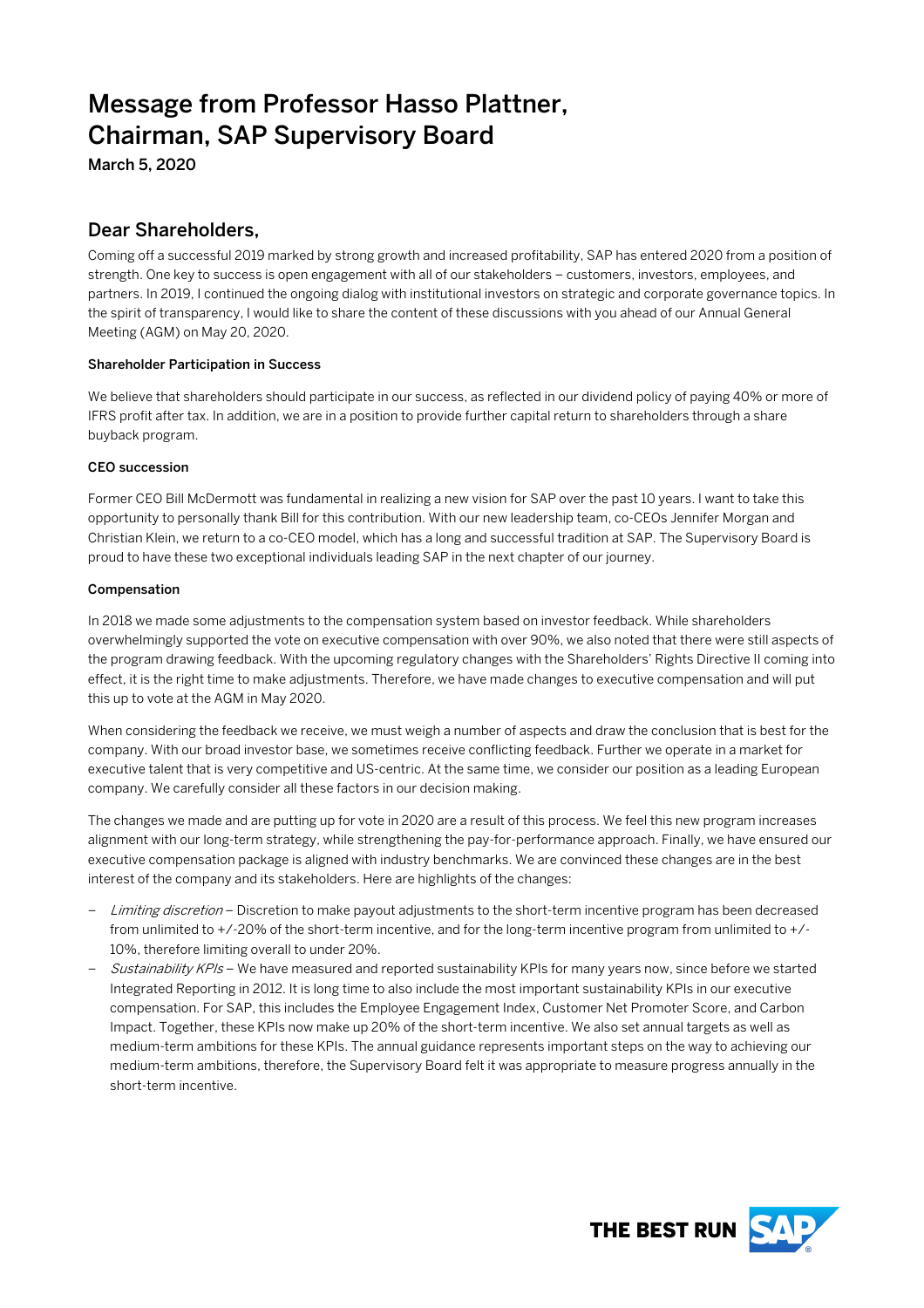# Message from Professor Hasso Plattner, Chairman, SAP Supervisory Board

March 5, 2020

## Dear Shareholders,

Coming off a successful 2019 marked by strong growth and increased profitability, SAP has entered 2020 from a position of strength. One key to success is open engagement with all of our stakeholders – customers, investors, employees, and partners. In 2019, I continued the ongoing dialog with institutional investors on strategic and corporate governance topics. In the spirit of transparency, I would like to share the content of these discussions with you ahead of our Annual General Meeting (AGM) on May 20, 2020.

**Shareholder Participation in Success**

We believe that shareholders should participate in our success, as reflected in our dividend policy of paying 40% or more of IFRS profit after tax. In addition, we are in a position to provide further capital return to shareholders through a share buyback program.

**CEO succession**

Former CEO Bill McDermott was fundamental in realizing a new vision for SAP over the past 10 years. I want to take this opportunity to personally thank Bill for this contribution. With our new leadership team, co-CEOs Jennifer Morgan and Christian Klein, we return to a co-CEO model, which has a long and successful tradition at SAP. The Supervisory Board is proud to have these two exceptional individuals leading SAP in the next chapter of our journey.

**Compensation**

In 2018 we made some adjustments to the compensation system based on investor feedback. While shareholders overwhelmingly supported the vote on executive compensation with over 90%, we also noted that there were still aspects of the program drawing feedback. With the upcoming regulatory changes with the Shareholders' Rights Directive II coming into effect, it is the right time to make adjustments. Therefore, we have made changes to executive compensation and will put this up to vote at the AGM in May 2020.

When considering the feedback we receive, we must weigh a number of aspects and draw the conclusion that is best for the company. With our broad investor base, we sometimes receive conflicting feedback. Further we operate in a market for executive talent that is very competitive and US-centric. At the same time, we consider our position as a leading European company. We carefully consider all these factors in our decision making.

The changes we made and are putting up for vote in 2020 are a result of this process. We feel this new program increases alignment with our long-term strategy, while strengthening the pay-for-performance approach. Finally, we have ensured our executive compensation package is aligned with industry benchmarks. We are convinced these changes are in the best interest of the company and its stakeholders. Here are highlights of the changes:

- *Limiting discretion* – Discretion to make payout adjustments to the short-term incentive program has been decreased from unlimited to +/-20% of the short-term incentive, and for the long-term incentive program from unlimited to +/-10%, therefore limiting overall to under 20%.
- *Sustainability KPIs* – We have measured and reported sustainability KPIs for many years now, since before we started Integrated Reporting in 2012. It is long time to also include the most important sustainability KPIs in our executive compensation. For SAP, this includes the Employee Engagement Index, Customer Net Promoter Score, and Carbon Impact. Together, these KPIs now make up 20% of the short-term incentive. We also set annual targets as well as medium-term ambitions for these KPIs. The annual guidance represents important steps on the way to achieving our medium-term ambitions, therefore, the Supervisory Board felt it was appropriate to measure progress annually in the short-term incentive.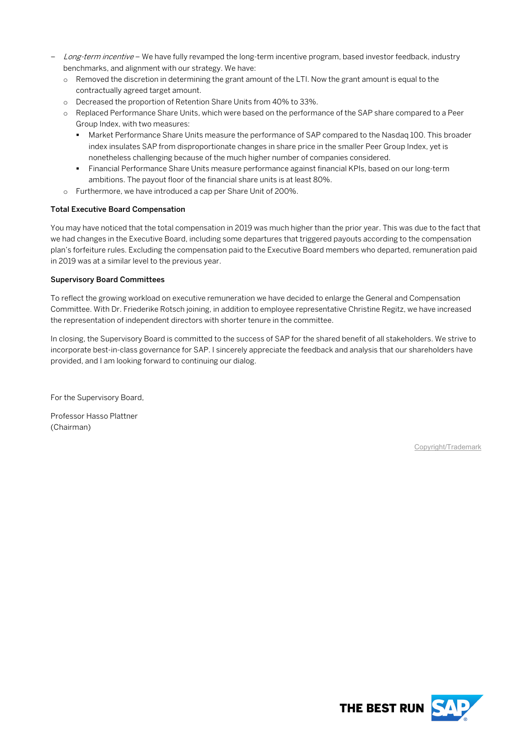- *Long-term incentive* – We have fully revamped the long-term incentive program, based investor feedback, industry benchmarks, and alignment with our strategy. We have:
  - Removed the discretion in determining the grant amount of the LTI. Now the grant amount is equal to the contractually agreed target amount.
  - Decreased the proportion of Retention Share Units from 40% to 33%.
  - Replaced Performance Share Units, which were based on the performance of the SAP share compared to a Peer Group Index, with two measures:
    - Market Performance Share Units measure the performance of SAP compared to the Nasdaq 100. This broader index insulates SAP from disproportionate changes in share price in the smaller Peer Group Index, yet is nonetheless challenging because of the much higher number of companies considered.
    - Financial Performance Share Units measure performance against financial KPIs, based on our long-term ambitions. The payout floor of the financial share units is at least 80%.
  - Furthermore, we have introduced a cap per Share Unit of 200%.

**Total Executive Board Compensation**

You may have noticed that the total compensation in 2019 was much higher than the prior year. This was due to the fact that we had changes in the Executive Board, including some departures that triggered payouts according to the compensation plan's forfeiture rules. Excluding the compensation paid to the Executive Board members who departed, remuneration paid in 2019 was at a similar level to the previous year.

**Supervisory Board Committees**

To reflect the growing workload on executive remuneration we have decided to enlarge the General and Compensation Committee. With Dr. Friederike Rotsch joining, in addition to employee representative Christine Regitz, we have increased the representation of independent directors with shorter tenure in the committee.

In closing, the Supervisory Board is committed to the success of SAP for the shared benefit of all stakeholders. We strive to incorporate best-in-class governance for SAP. I sincerely appreciate the feedback and analysis that our shareholders have provided, and I am looking forward to continuing our dialog.

For the Supervisory Board,

Professor Hasso Plattner
(Chairman)

Copyright/Trademark

THE BEST RUN SAP